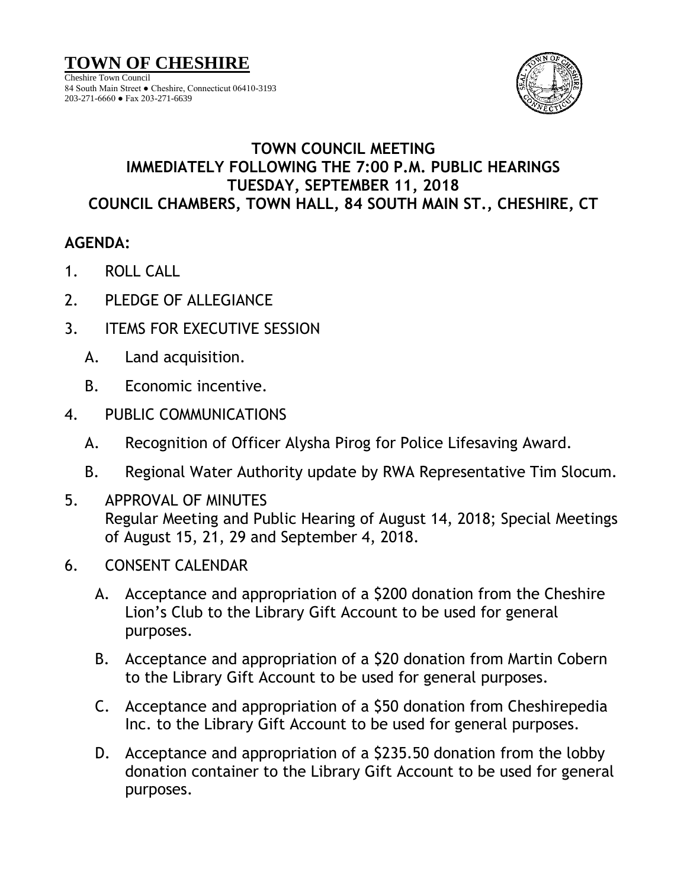# TOWN OF CHESHIRE

Cheshire Town Council
84 South Main Street ● Cheshire, Connecticut 06410-3193
203-271-6660 ● Fax 203-271-6639

## TOWN COUNCIL MEETING
## IMMEDIATELY FOLLOWING THE 7:00 P.M. PUBLIC HEARINGS
## TUESDAY, SEPTEMBER 11, 2018
## COUNCIL CHAMBERS, TOWN HALL, 84 SOUTH MAIN ST., CHESHIRE, CT

**AGENDA:**

1. ROLL CALL
2. PLEDGE OF ALLEGIANCE
3. ITEMS FOR EXECUTIVE SESSION
   - A. Land acquisition.
   - B. Economic incentive.
4. PUBLIC COMMUNICATIONS
   - A. Recognition of Officer Alysha Pirog for Police Lifesaving Award.
   - B. Regional Water Authority update by RWA Representative Tim Slocum.
5. APPROVAL OF MINUTES
   Regular Meeting and Public Hearing of August 14, 2018; Special Meetings of August 15, 21, 29 and September 4, 2018.
6. CONSENT CALENDAR
   - A. Acceptance and appropriation of a $200 donation from the Cheshire Lion's Club to the Library Gift Account to be used for general purposes.
   - B. Acceptance and appropriation of a $20 donation from Martin Cobern to the Library Gift Account to be used for general purposes.
   - C. Acceptance and appropriation of a $50 donation from Cheshirepedia Inc. to the Library Gift Account to be used for general purposes.
   - D. Acceptance and appropriation of a $235.50 donation from the lobby donation container to the Library Gift Account to be used for general purposes.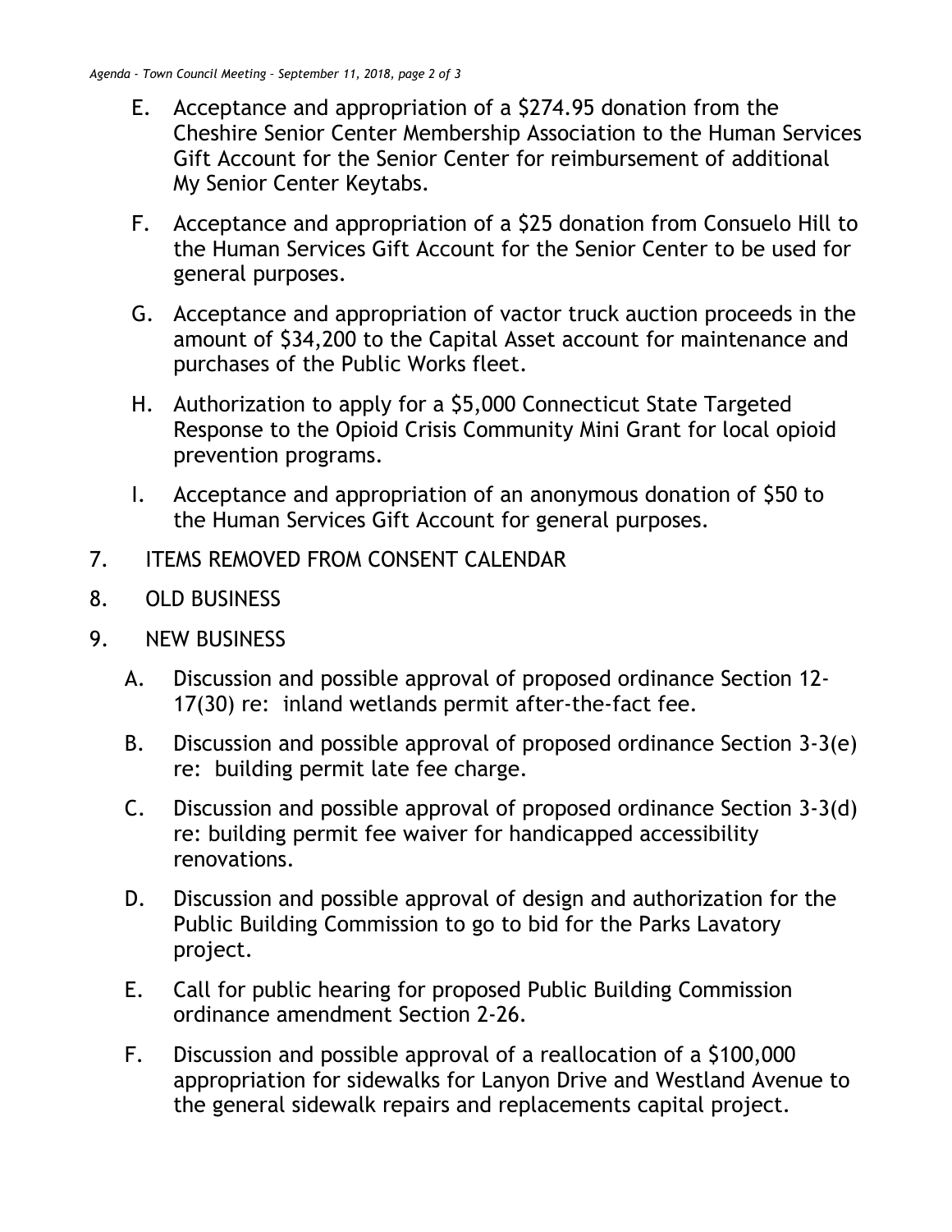E. Acceptance and appropriation of a $274.95 donation from the Cheshire Senior Center Membership Association to the Human Services Gift Account for the Senior Center for reimbursement of additional My Senior Center Keytabs.

F. Acceptance and appropriation of a $25 donation from Consuelo Hill to the Human Services Gift Account for the Senior Center to be used for general purposes.

G. Acceptance and appropriation of vactor truck auction proceeds in the amount of $34,200 to the Capital Asset account for maintenance and purchases of the Public Works fleet.

H. Authorization to apply for a $5,000 Connecticut State Targeted Response to the Opioid Crisis Community Mini Grant for local opioid prevention programs.

I. Acceptance and appropriation of an anonymous donation of $50 to the Human Services Gift Account for general purposes.

7. ITEMS REMOVED FROM CONSENT CALENDAR

8. OLD BUSINESS

9. NEW BUSINESS

A. Discussion and possible approval of proposed ordinance Section 12-17(30) re: inland wetlands permit after-the-fact fee.

B. Discussion and possible approval of proposed ordinance Section 3-3(e) re: building permit late fee charge.

C. Discussion and possible approval of proposed ordinance Section 3-3(d) re: building permit fee waiver for handicapped accessibility renovations.

D. Discussion and possible approval of design and authorization for the Public Building Commission to go to bid for the Parks Lavatory project.

E. Call for public hearing for proposed Public Building Commission ordinance amendment Section 2-26.

F. Discussion and possible approval of a reallocation of a $100,000 appropriation for sidewalks for Lanyon Drive and Westland Avenue to the general sidewalk repairs and replacements capital project.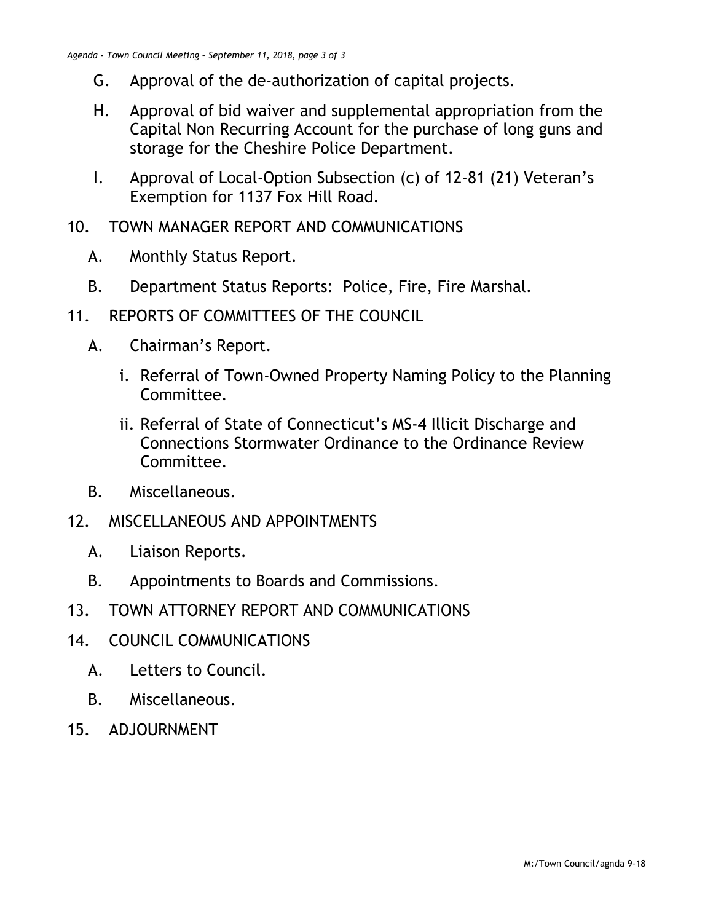G. Approval of the de-authorization of capital projects.

H. Approval of bid waiver and supplemental appropriation from the Capital Non Recurring Account for the purchase of long guns and storage for the Cheshire Police Department.

I. Approval of Local-Option Subsection (c) of 12-81 (21) Veteran's Exemption for 1137 Fox Hill Road.

10. TOWN MANAGER REPORT AND COMMUNICATIONS

 A. Monthly Status Report.

 B. Department Status Reports: Police, Fire, Fire Marshal.

11. REPORTS OF COMMITTEES OF THE COUNCIL

 A. Chairman's Report.

  i. Referral of Town-Owned Property Naming Policy to the Planning Committee.

  ii. Referral of State of Connecticut's MS-4 Illicit Discharge and Connections Stormwater Ordinance to the Ordinance Review Committee.

 B. Miscellaneous.

12. MISCELLANEOUS AND APPOINTMENTS

 A. Liaison Reports.

 B. Appointments to Boards and Commissions.

13. TOWN ATTORNEY REPORT AND COMMUNICATIONS

14. COUNCIL COMMUNICATIONS

 A. Letters to Council.

 B. Miscellaneous.

15. ADJOURNMENT

M:/Town Council/agnda 9-18